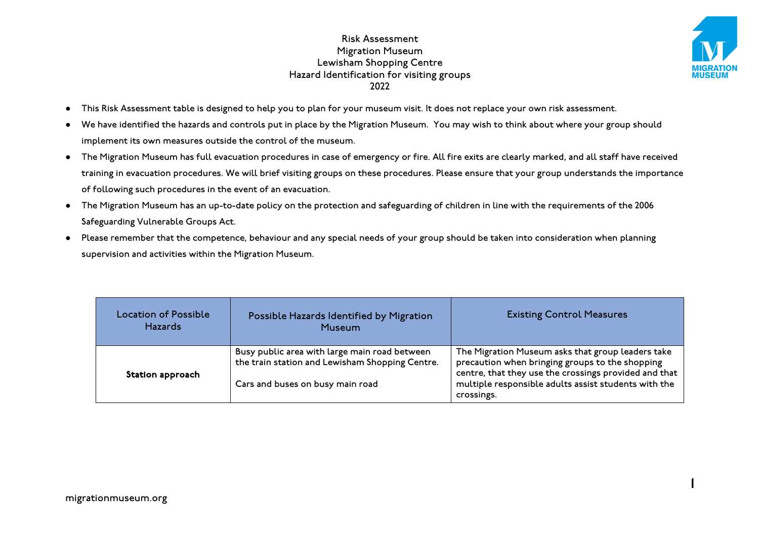# Risk Assessment
# Migration Museum
# Lewisham Shopping Centre
# Hazard Identification for visiting groups
# 2022

- This Risk Assessment table is designed to help you to plan for your museum visit. It does not replace your own risk assessment.
- We have identified the hazards and controls put in place by the Migration Museum. You may wish to think about where your group should implement its own measures outside the control of the museum.
- The Migration Museum has full evacuation procedures in case of emergency or fire. All fire exits are clearly marked, and all staff have received training in evacuation procedures. We will brief visiting groups on these procedures. Please ensure that your group understands the importance of following such procedures in the event of an evacuation.
- The Migration Museum has an up-to-date policy on the protection and safeguarding of children in line with the requirements of the 2006 Safeguarding Vulnerable Groups Act.
- Please remember that the competence, behaviour and any special needs of your group should be taken into consideration when planning supervision and activities within the Migration Museum.

| Location of Possible Hazards | Possible Hazards Identified by Migration Museum | Existing Control Measures |
|---|---|---|
| **Station approach** | Busy public area with large main road between the train station and Lewisham Shopping Centre.<br><br>Cars and buses on busy main road | The Migration Museum asks that group leaders take precaution when bringing groups to the shopping centre, that they use the crossings provided and that multiple responsible adults assist students with the crossings. |

migrationmuseum.org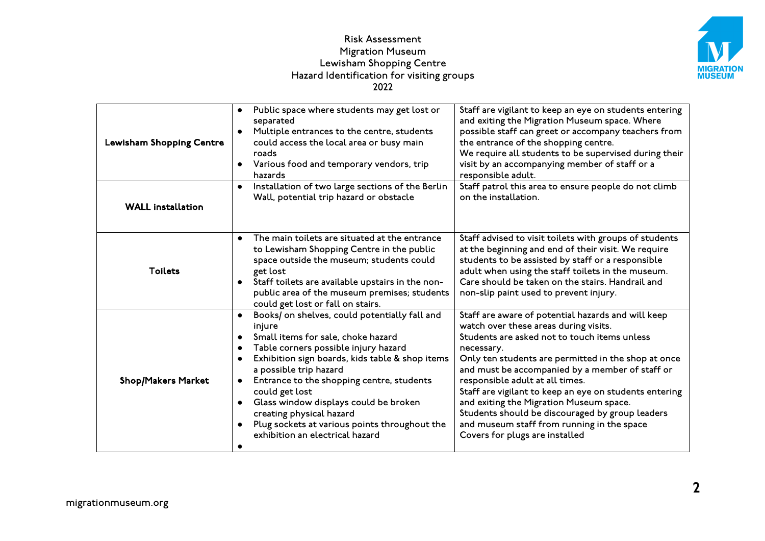Risk Assessment
Migration Museum
Lewisham Shopping Centre
Hazard Identification for visiting groups
2022

| | | |
|---|---|---|
| **Lewisham Shopping Centre** | • Public space where students may get lost or separated<br>• Multiple entrances to the centre, students could access the local area or busy main roads<br>• Various food and temporary vendors, trip hazards | Staff are vigilant to keep an eye on students entering and exiting the Migration Museum space. Where possible staff can greet or accompany teachers from the entrance of the shopping centre.<br>We require all students to be supervised during their visit by an accompanying member of staff or a responsible adult. |
| **WALL installation** | • Installation of two large sections of the Berlin Wall, potential trip hazard or obstacle | Staff patrol this area to ensure people do not climb on the installation. |
| **Toilets** | • The main toilets are situated at the entrance to Lewisham Shopping Centre in the public space outside the museum; students could get lost<br>• Staff toilets are available upstairs in the non-public area of the museum premises; students could get lost or fall on stairs. | Staff advised to visit toilets with groups of students at the beginning and end of their visit. We require students to be assisted by staff or a responsible adult when using the staff toilets in the museum. Care should be taken on the stairs. Handrail and non-slip paint used to prevent injury. |
| **Shop/Makers Market** | • Books/ on shelves, could potentially fall and injure<br>• Small items for sale, choke hazard<br>• Table corners possible injury hazard<br>• Exhibition sign boards, kids table & shop items a possible trip hazard<br>• Entrance to the shopping centre, students could get lost<br>• Glass window displays could be broken creating physical hazard<br>• Plug sockets at various points throughout the exhibition an electrical hazard<br>• | Staff are aware of potential hazards and will keep watch over these areas during visits.<br>Students are asked not to touch items unless necessary.<br>Only ten students are permitted in the shop at once and must be accompanied by a member of staff or responsible adult at all times.<br>Staff are vigilant to keep an eye on students entering and exiting the Migration Museum space.<br>Students should be discouraged by group leaders and museum staff from running in the space<br>Covers for plugs are installed |

migrationmuseum.org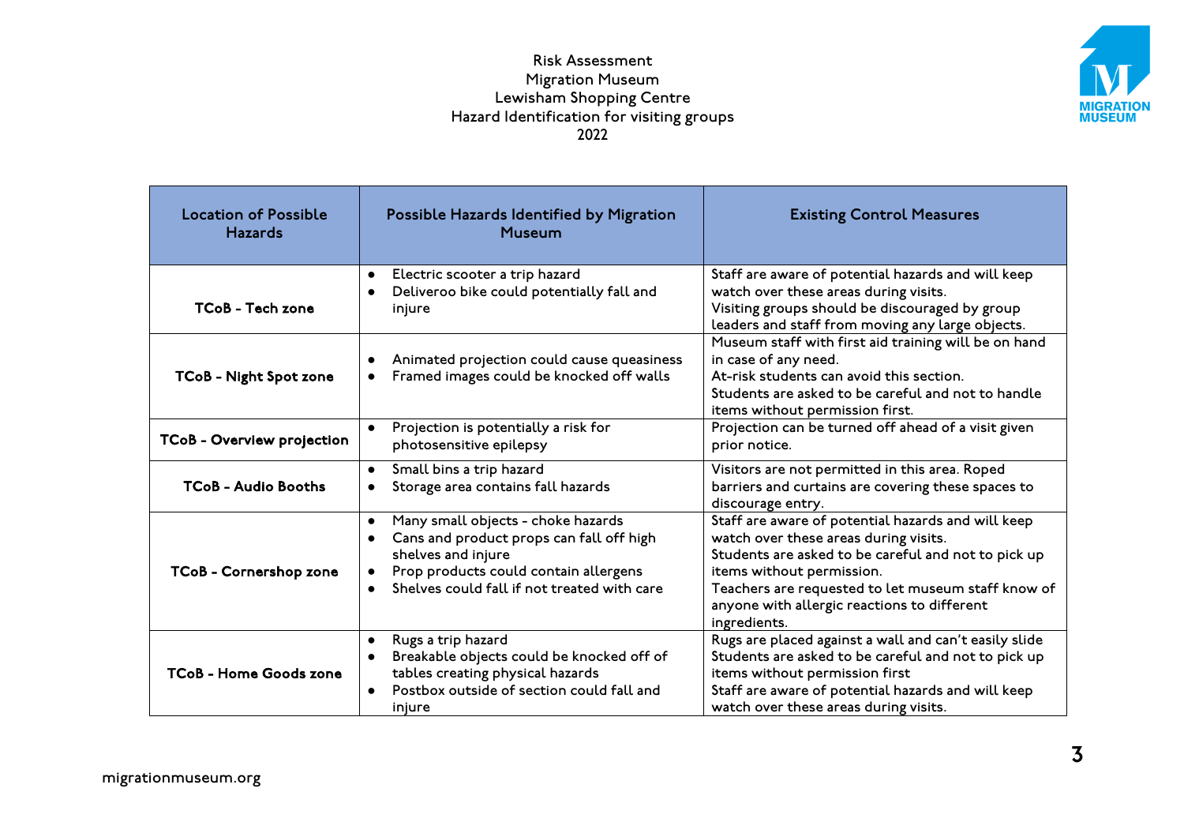Risk Assessment
Migration Museum
Lewisham Shopping Centre
Hazard Identification for visiting groups
2022

| Location of Possible Hazards | Possible Hazards Identified by Migration Museum | Existing Control Measures |
|---|---|---|
| **TCoB - Tech zone** | • Electric scooter a trip hazard<br>• Deliveroo bike could potentially fall and injure | Staff are aware of potential hazards and will keep watch over these areas during visits.<br>Visiting groups should be discouraged by group leaders and staff from moving any large objects. |
| **TCoB - Night Spot zone** | • Animated projection could cause queasiness<br>• Framed images could be knocked off walls | Museum staff with first aid training will be on hand in case of any need.<br>At-risk students can avoid this section.<br>Students are asked to be careful and not to handle items without permission first. |
| **TCoB - Overview projection** | • Projection is potentially a risk for photosensitive epilepsy | Projection can be turned off ahead of a visit given prior notice. |
| **TCoB - Audio Booths** | • Small bins a trip hazard<br>• Storage area contains fall hazards | Visitors are not permitted in this area. Roped barriers and curtains are covering these spaces to discourage entry. |
| **TCoB - Cornershop zone** | • Many small objects - choke hazards<br>• Cans and product props can fall off high shelves and injure<br>• Prop products could contain allergens<br>• Shelves could fall if not treated with care | Staff are aware of potential hazards and will keep watch over these areas during visits.<br>Students are asked to be careful and not to pick up items without permission.<br>Teachers are requested to let museum staff know of anyone with allergic reactions to different ingredients. |
| **TCoB - Home Goods zone** | • Rugs a trip hazard<br>• Breakable objects could be knocked off of tables creating physical hazards<br>• Postbox outside of section could fall and injure | Rugs are placed against a wall and can't easily slide<br>Students are asked to be careful and not to pick up items without permission first<br>Staff are aware of potential hazards and will keep watch over these areas during visits. |

migrationmuseum.org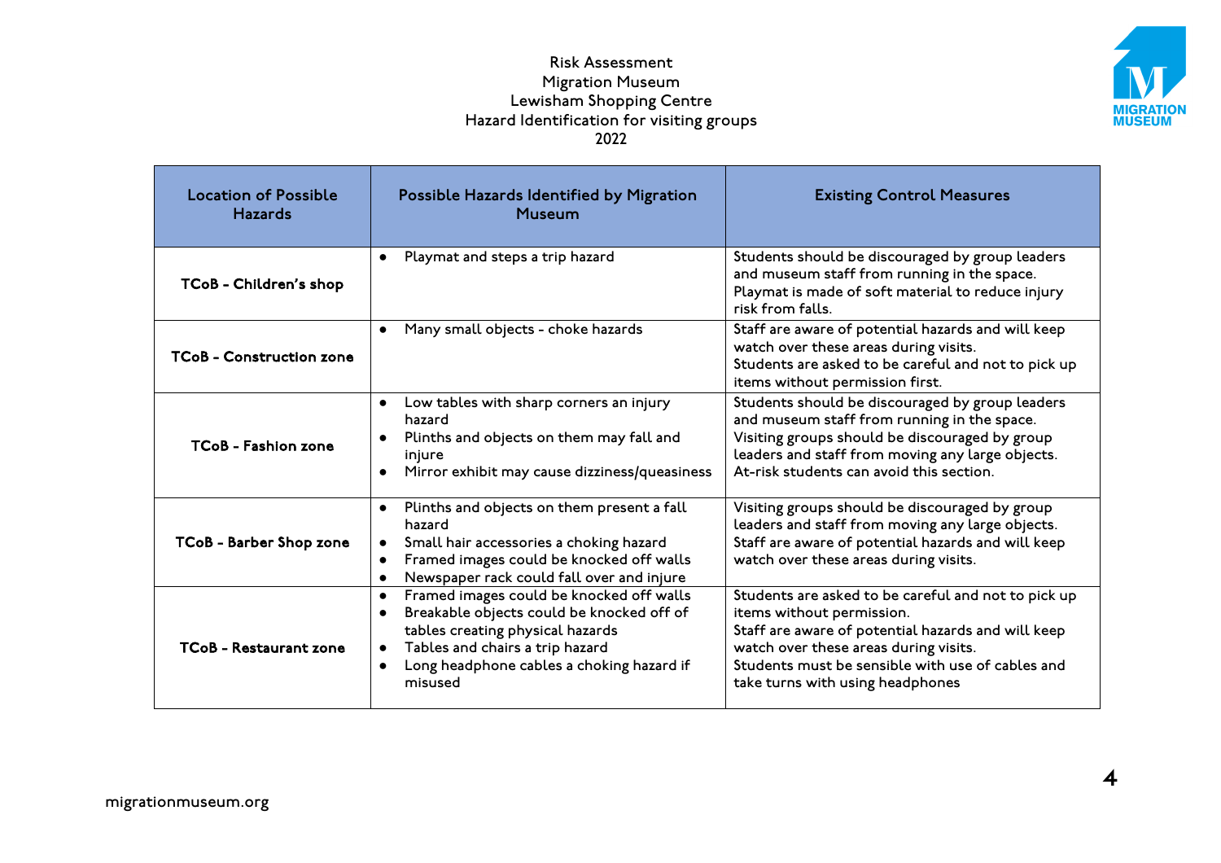Risk Assessment
Migration Museum
Lewisham Shopping Centre
Hazard Identification for visiting groups
2022

| Location of Possible Hazards | Possible Hazards Identified by Migration Museum | Existing Control Measures |
|---|---|---|
| **TCoB - Children's shop** | • Playmat and steps a trip hazard | Students should be discouraged by group leaders and museum staff from running in the space. Playmat is made of soft material to reduce injury risk from falls. |
| **TCoB - Construction zone** | • Many small objects - choke hazards | Staff are aware of potential hazards and will keep watch over these areas during visits. Students are asked to be careful and not to pick up items without permission first. |
| **TCoB - Fashion zone** | • Low tables with sharp corners an injury hazard<br>• Plinths and objects on them may fall and injure<br>• Mirror exhibit may cause dizziness/queasiness | Students should be discouraged by group leaders and museum staff from running in the space. Visiting groups should be discouraged by group leaders and staff from moving any large objects. At-risk students can avoid this section. |
| **TCoB - Barber Shop zone** | • Plinths and objects on them present a fall hazard<br>• Small hair accessories a choking hazard<br>• Framed images could be knocked off walls<br>• Newspaper rack could fall over and injure | Visiting groups should be discouraged by group leaders and staff from moving any large objects. Staff are aware of potential hazards and will keep watch over these areas during visits. |
| **TCoB - Restaurant zone** | • Framed images could be knocked off walls<br>• Breakable objects could be knocked off of tables creating physical hazards<br>• Tables and chairs a trip hazard<br>• Long headphone cables a choking hazard if misused | Students are asked to be careful and not to pick up items without permission. Staff are aware of potential hazards and will keep watch over these areas during visits. Students must be sensible with use of cables and take turns with using headphones |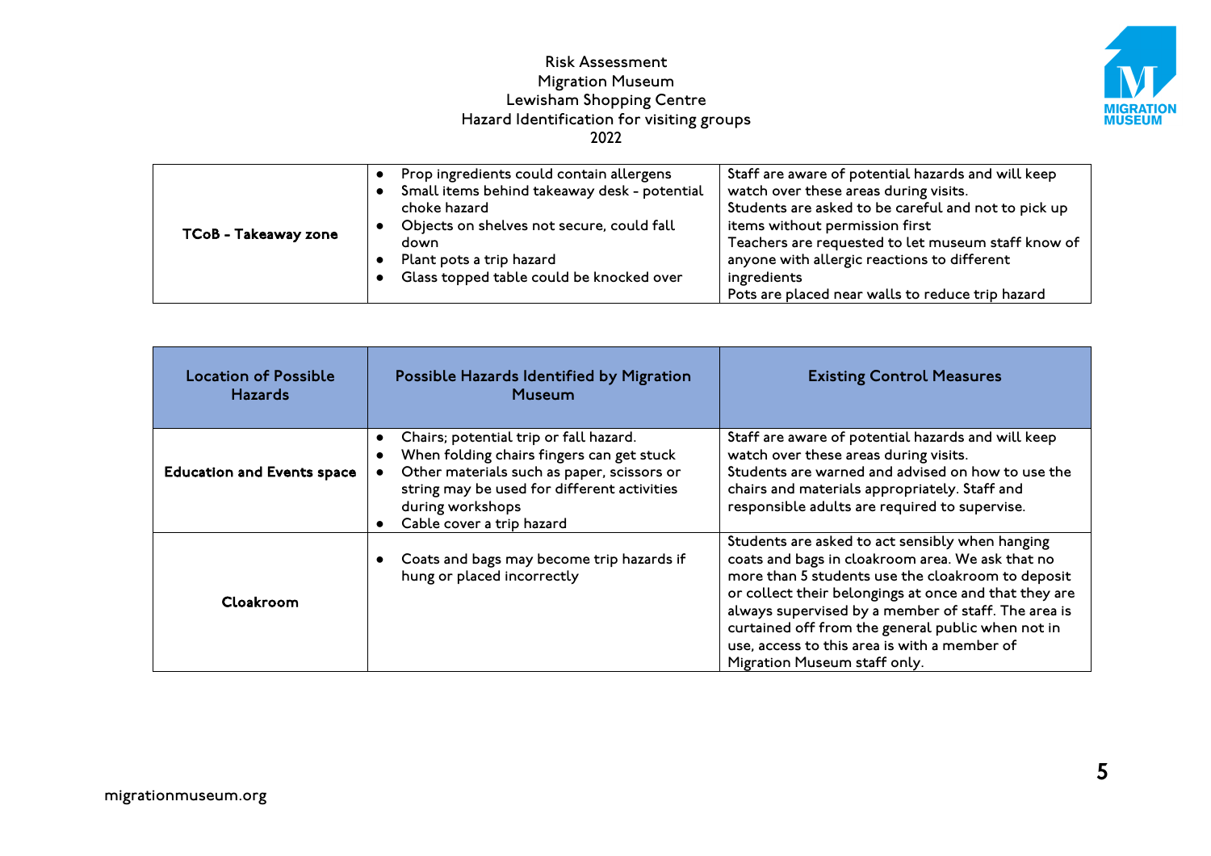Risk Assessment
Migration Museum
Lewisham Shopping Centre
Hazard Identification for visiting groups
2022

| | | |
|---|---|---|
| **TCoB - Takeaway zone** | • Prop ingredients could contain allergens<br>• Small items behind takeaway desk - potential choke hazard<br>• Objects on shelves not secure, could fall down<br>• Plant pots a trip hazard<br>• Glass topped table could be knocked over | Staff are aware of potential hazards and will keep watch over these areas during visits.<br>Students are asked to be careful and not to pick up items without permission first<br>Teachers are requested to let museum staff know of anyone with allergic reactions to different ingredients<br>Pots are placed near walls to reduce trip hazard |

| Location of Possible Hazards | Possible Hazards Identified by Migration Museum | Existing Control Measures |
|---|---|---|
| **Education and Events space** | • Chairs; potential trip or fall hazard.<br>• When folding chairs fingers can get stuck<br>• Other materials such as paper, scissors or string may be used for different activities during workshops<br>• Cable cover a trip hazard | Staff are aware of potential hazards and will keep watch over these areas during visits.<br>Students are warned and advised on how to use the chairs and materials appropriately. Staff and responsible adults are required to supervise. |
| **Cloakroom** | • Coats and bags may become trip hazards if hung or placed incorrectly | Students are asked to act sensibly when hanging coats and bags in cloakroom area. We ask that no more than 5 students use the cloakroom to deposit or collect their belongings at once and that they are always supervised by a member of staff. The area is curtained off from the general public when not in use, access to this area is with a member of Migration Museum staff only. |

migrationmuseum.org